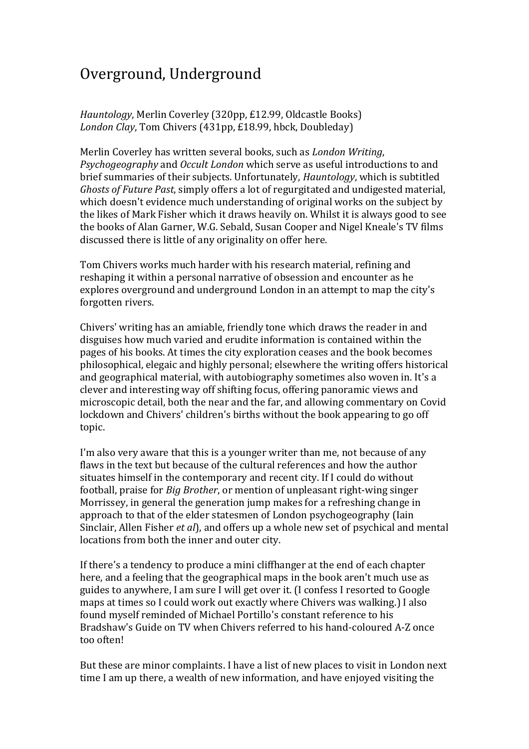# Overground, Underground

*Hauntology*, Merlin Coverley (320pp, £12.99, Oldcastle Books)
*London Clay*, Tom Chivers (431pp, £18.99, hbck, Doubleday)

Merlin Coverley has written several books, such as *London Writing*, *Psychogeography* and *Occult London* which serve as useful introductions to and brief summaries of their subjects. Unfortunately, *Hauntology*, which is subtitled *Ghosts of Future Past*, simply offers a lot of regurgitated and undigested material, which doesn't evidence much understanding of original works on the subject by the likes of Mark Fisher which it draws heavily on. Whilst it is always good to see the books of Alan Garner, W.G. Sebald, Susan Cooper and Nigel Kneale's TV films discussed there is little of any originality on offer here.

Tom Chivers works much harder with his research material, refining and reshaping it within a personal narrative of obsession and encounter as he explores overground and underground London in an attempt to map the city's forgotten rivers.

Chivers' writing has an amiable, friendly tone which draws the reader in and disguises how much varied and erudite information is contained within the pages of his books. At times the city exploration ceases and the book becomes philosophical, elegaic and highly personal; elsewhere the writing offers historical and geographical material, with autobiography sometimes also woven in. It's a clever and interesting way off shifting focus, offering panoramic views and microscopic detail, both the near and the far, and allowing commentary on Covid lockdown and Chivers' children's births without the book appearing to go off topic.

I'm also very aware that this is a younger writer than me, not because of any flaws in the text but because of the cultural references and how the author situates himself in the contemporary and recent city. If I could do without football, praise for *Big Brother*, or mention of unpleasant right-wing singer Morrissey, in general the generation jump makes for a refreshing change in approach to that of the elder statesmen of London psychogeography (Iain Sinclair, Allen Fisher *et al*), and offers up a whole new set of psychical and mental locations from both the inner and outer city.

If there's a tendency to produce a mini cliffhanger at the end of each chapter here, and a feeling that the geographical maps in the book aren't much use as guides to anywhere, I am sure I will get over it. (I confess I resorted to Google maps at times so I could work out exactly where Chivers was walking.) I also found myself reminded of Michael Portillo's constant reference to his Bradshaw's Guide on TV when Chivers referred to his hand-coloured A-Z once too often!

But these are minor complaints. I have a list of new places to visit in London next time I am up there, a wealth of new information, and have enjoyed visiting the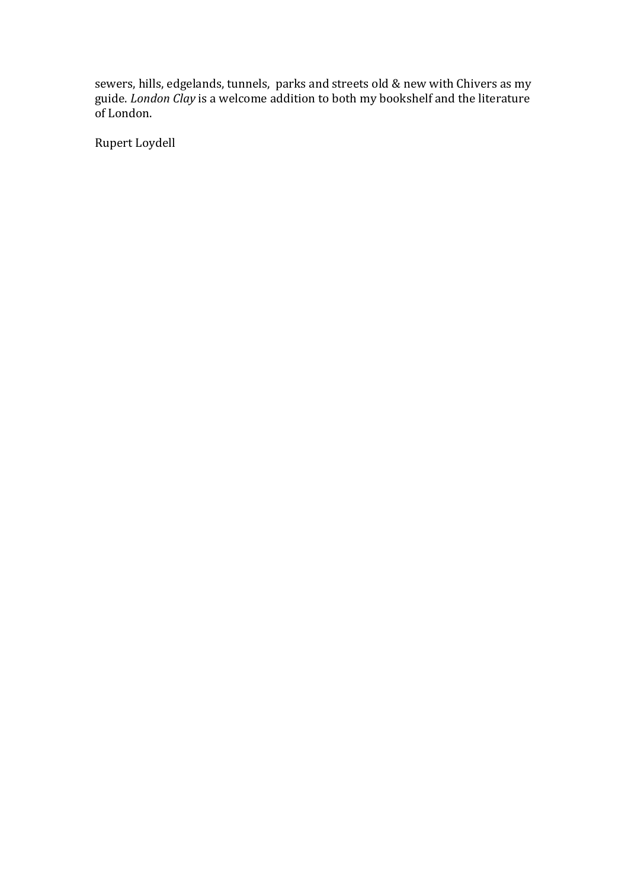sewers, hills, edgelands, tunnels, parks and streets old & new with Chivers as my guide. *London Clay* is a welcome addition to both my bookshelf and the literature of London.

Rupert Loydell